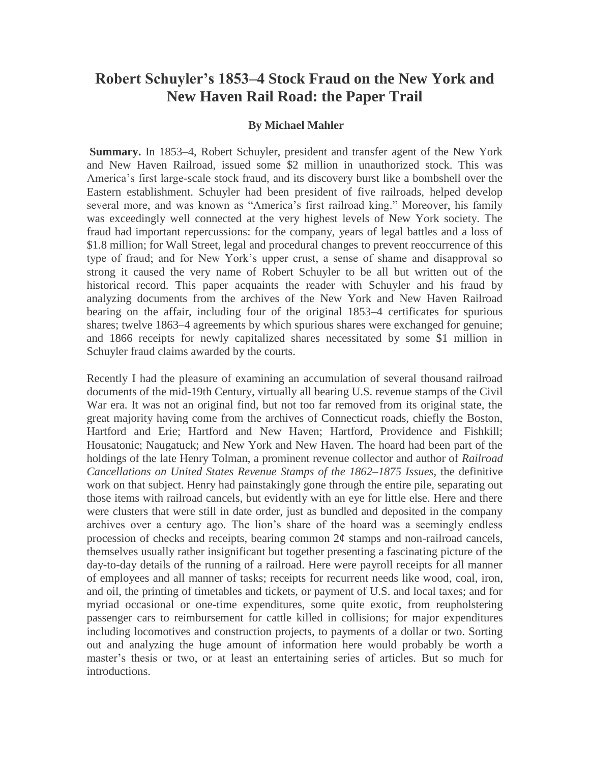# Robert Schuyler's 1853–4 Stock Fraud on the New York and New Haven Rail Road: the Paper Trail

**By Michael Mahler**

**Summary.** In 1853–4, Robert Schuyler, president and transfer agent of the New York and New Haven Railroad, issued some $2 million in unauthorized stock. This was America's first large-scale stock fraud, and its discovery burst like a bombshell over the Eastern establishment. Schuyler had been president of five railroads, helped develop several more, and was known as "America's first railroad king." Moreover, his family was exceedingly well connected at the very highest levels of New York society. The fraud had important repercussions: for the company, years of legal battles and a loss of $1.8 million; for Wall Street, legal and procedural changes to prevent reoccurrence of this type of fraud; and for New York's upper crust, a sense of shame and disapproval so strong it caused the very name of Robert Schuyler to be all but written out of the historical record. This paper acquaints the reader with Schuyler and his fraud by analyzing documents from the archives of the New York and New Haven Railroad bearing on the affair, including four of the original 1853–4 certificates for spurious shares; twelve 1863–4 agreements by which spurious shares were exchanged for genuine; and 1866 receipts for newly capitalized shares necessitated by some $1 million in Schuyler fraud claims awarded by the courts.

Recently I had the pleasure of examining an accumulation of several thousand railroad documents of the mid-19th Century, virtually all bearing U.S. revenue stamps of the Civil War era. It was not an original find, but not too far removed from its original state, the great majority having come from the archives of Connecticut roads, chiefly the Boston, Hartford and Erie; Hartford and New Haven; Hartford, Providence and Fishkill; Housatonic; Naugatuck; and New York and New Haven. The hoard had been part of the holdings of the late Henry Tolman, a prominent revenue collector and author of *Railroad Cancellations on United States Revenue Stamps of the 1862–1875 Issues*, the definitive work on that subject. Henry had painstakingly gone through the entire pile, separating out those items with railroad cancels, but evidently with an eye for little else. Here and there were clusters that were still in date order, just as bundled and deposited in the company archives over a century ago. The lion's share of the hoard was a seemingly endless procession of checks and receipts, bearing common 2¢ stamps and non-railroad cancels, themselves usually rather insignificant but together presenting a fascinating picture of the day-to-day details of the running of a railroad. Here were payroll receipts for all manner of employees and all manner of tasks; receipts for recurrent needs like wood, coal, iron, and oil, the printing of timetables and tickets, or payment of U.S. and local taxes; and for myriad occasional or one-time expenditures, some quite exotic, from reupholstering passenger cars to reimbursement for cattle killed in collisions; for major expenditures including locomotives and construction projects, to payments of a dollar or two. Sorting out and analyzing the huge amount of information here would probably be worth a master's thesis or two, or at least an entertaining series of articles. But so much for introductions.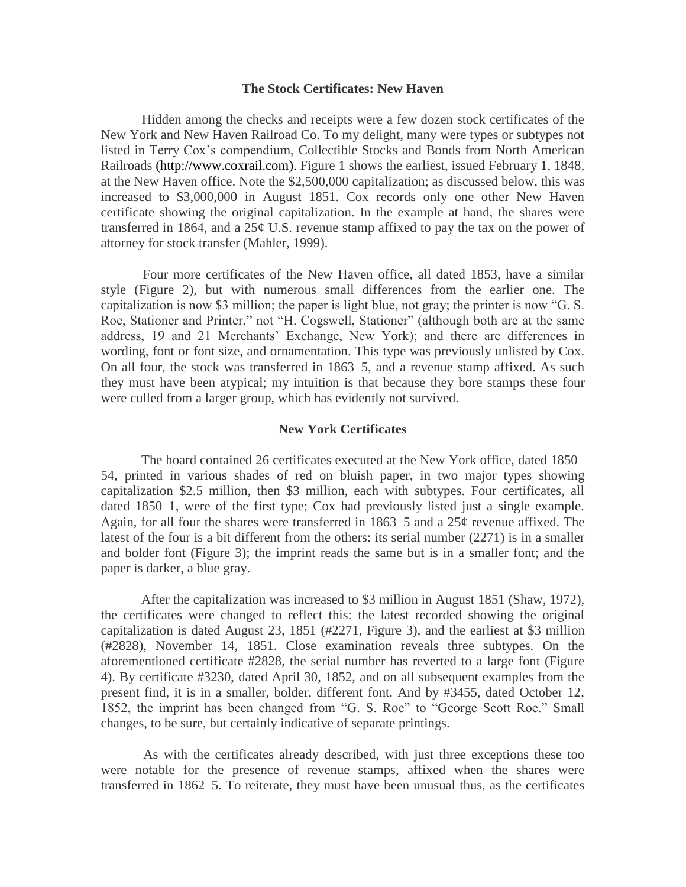## The Stock Certificates: New Haven

Hidden among the checks and receipts were a few dozen stock certificates of the New York and New Haven Railroad Co. To my delight, many were types or subtypes not listed in Terry Cox's compendium, Collectible Stocks and Bonds from North American Railroads (http://www.coxrail.com). Figure 1 shows the earliest, issued February 1, 1848, at the New Haven office. Note the $2,500,000 capitalization; as discussed below, this was increased to $3,000,000 in August 1851. Cox records only one other New Haven certificate showing the original capitalization. In the example at hand, the shares were transferred in 1864, and a 25¢ U.S. revenue stamp affixed to pay the tax on the power of attorney for stock transfer (Mahler, 1999).

Four more certificates of the New Haven office, all dated 1853, have a similar style (Figure 2), but with numerous small differences from the earlier one. The capitalization is now $3 million; the paper is light blue, not gray; the printer is now "G. S. Roe, Stationer and Printer," not "H. Cogswell, Stationer" (although both are at the same address, 19 and 21 Merchants' Exchange, New York); and there are differences in wording, font or font size, and ornamentation. This type was previously unlisted by Cox. On all four, the stock was transferred in 1863–5, and a revenue stamp affixed. As such they must have been atypical; my intuition is that because they bore stamps these four were culled from a larger group, which has evidently not survived.

## New York Certificates

The hoard contained 26 certificates executed at the New York office, dated 1850–54, printed in various shades of red on bluish paper, in two major types showing capitalization $2.5 million, then $3 million, each with subtypes. Four certificates, all dated 1850–1, were of the first type; Cox had previously listed just a single example. Again, for all four the shares were transferred in 1863–5 and a 25¢ revenue affixed. The latest of the four is a bit different from the others: its serial number (2271) is in a smaller and bolder font (Figure 3); the imprint reads the same but is in a smaller font; and the paper is darker, a blue gray.

After the capitalization was increased to $3 million in August 1851 (Shaw, 1972), the certificates were changed to reflect this: the latest recorded showing the original capitalization is dated August 23, 1851 (#2271, Figure 3), and the earliest at $3 million (#2828), November 14, 1851. Close examination reveals three subtypes. On the aforementioned certificate #2828, the serial number has reverted to a large font (Figure 4). By certificate #3230, dated April 30, 1852, and on all subsequent examples from the present find, it is in a smaller, bolder, different font. And by #3455, dated October 12, 1852, the imprint has been changed from "G. S. Roe" to "George Scott Roe." Small changes, to be sure, but certainly indicative of separate printings.

As with the certificates already described, with just three exceptions these too were notable for the presence of revenue stamps, affixed when the shares were transferred in 1862–5. To reiterate, they must have been unusual thus, as the certificates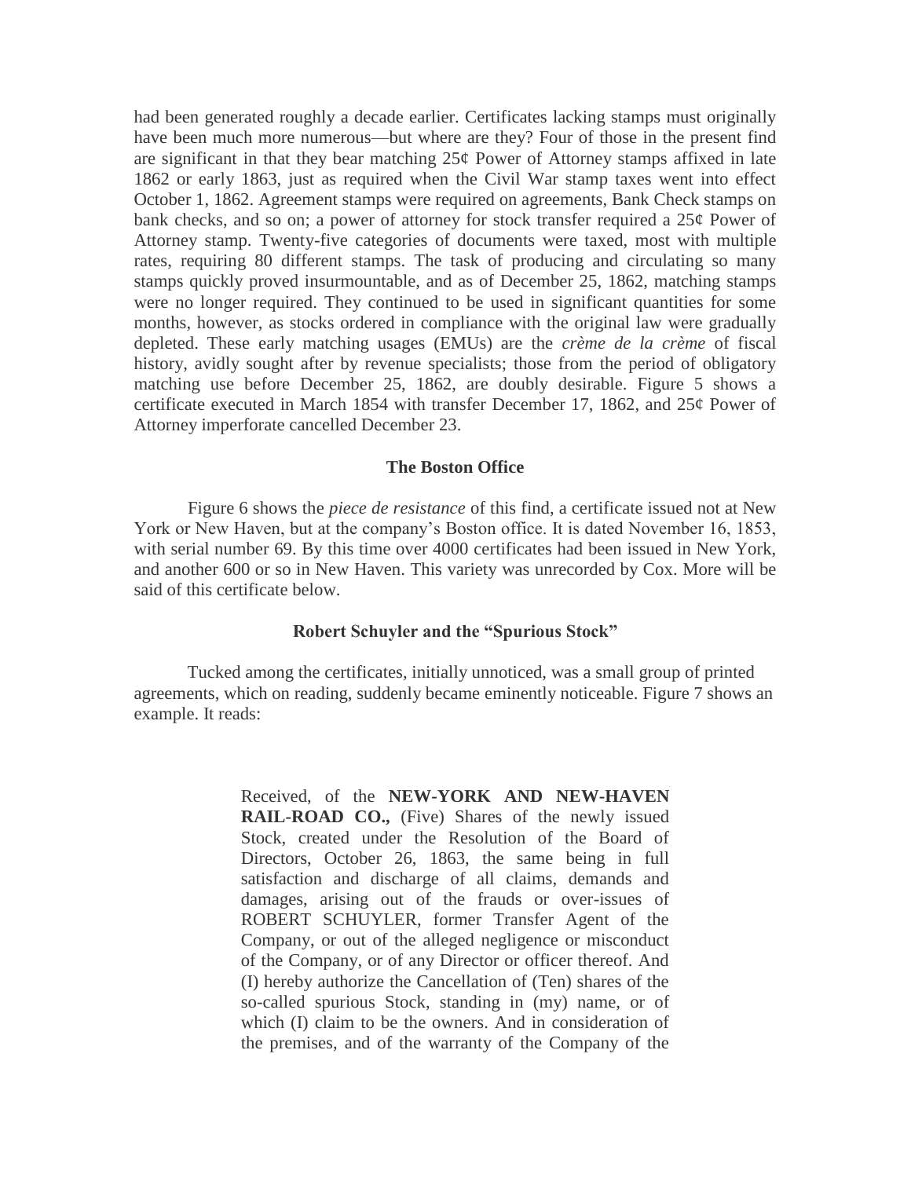had been generated roughly a decade earlier. Certificates lacking stamps must originally have been much more numerous—but where are they? Four of those in the present find are significant in that they bear matching 25¢ Power of Attorney stamps affixed in late 1862 or early 1863, just as required when the Civil War stamp taxes went into effect October 1, 1862. Agreement stamps were required on agreements, Bank Check stamps on bank checks, and so on; a power of attorney for stock transfer required a 25¢ Power of Attorney stamp. Twenty-five categories of documents were taxed, most with multiple rates, requiring 80 different stamps. The task of producing and circulating so many stamps quickly proved insurmountable, and as of December 25, 1862, matching stamps were no longer required. They continued to be used in significant quantities for some months, however, as stocks ordered in compliance with the original law were gradually depleted. These early matching usages (EMUs) are the *crème de la crème* of fiscal history, avidly sought after by revenue specialists; those from the period of obligatory matching use before December 25, 1862, are doubly desirable. Figure 5 shows a certificate executed in March 1854 with transfer December 17, 1862, and 25¢ Power of Attorney imperforate cancelled December 23.

### The Boston Office

Figure 6 shows the *piece de resistance* of this find, a certificate issued not at New York or New Haven, but at the company's Boston office. It is dated November 16, 1853, with serial number 69. By this time over 4000 certificates had been issued in New York, and another 600 or so in New Haven. This variety was unrecorded by Cox. More will be said of this certificate below.

### Robert Schuyler and the "Spurious Stock"

Tucked among the certificates, initially unnoticed, was a small group of printed agreements, which on reading, suddenly became eminently noticeable. Figure 7 shows an example. It reads:

> Received, of the **NEW-YORK AND NEW-HAVEN RAIL-ROAD CO.,** (Five) Shares of the newly issued Stock, created under the Resolution of the Board of Directors, October 26, 1863, the same being in full satisfaction and discharge of all claims, demands and damages, arising out of the frauds or over-issues of ROBERT SCHUYLER, former Transfer Agent of the Company, or out of the alleged negligence or misconduct of the Company, or of any Director or officer thereof. And (I) hereby authorize the Cancellation of (Ten) shares of the so-called spurious Stock, standing in (my) name, or of which (I) claim to be the owners. And in consideration of the premises, and of the warranty of the Company of the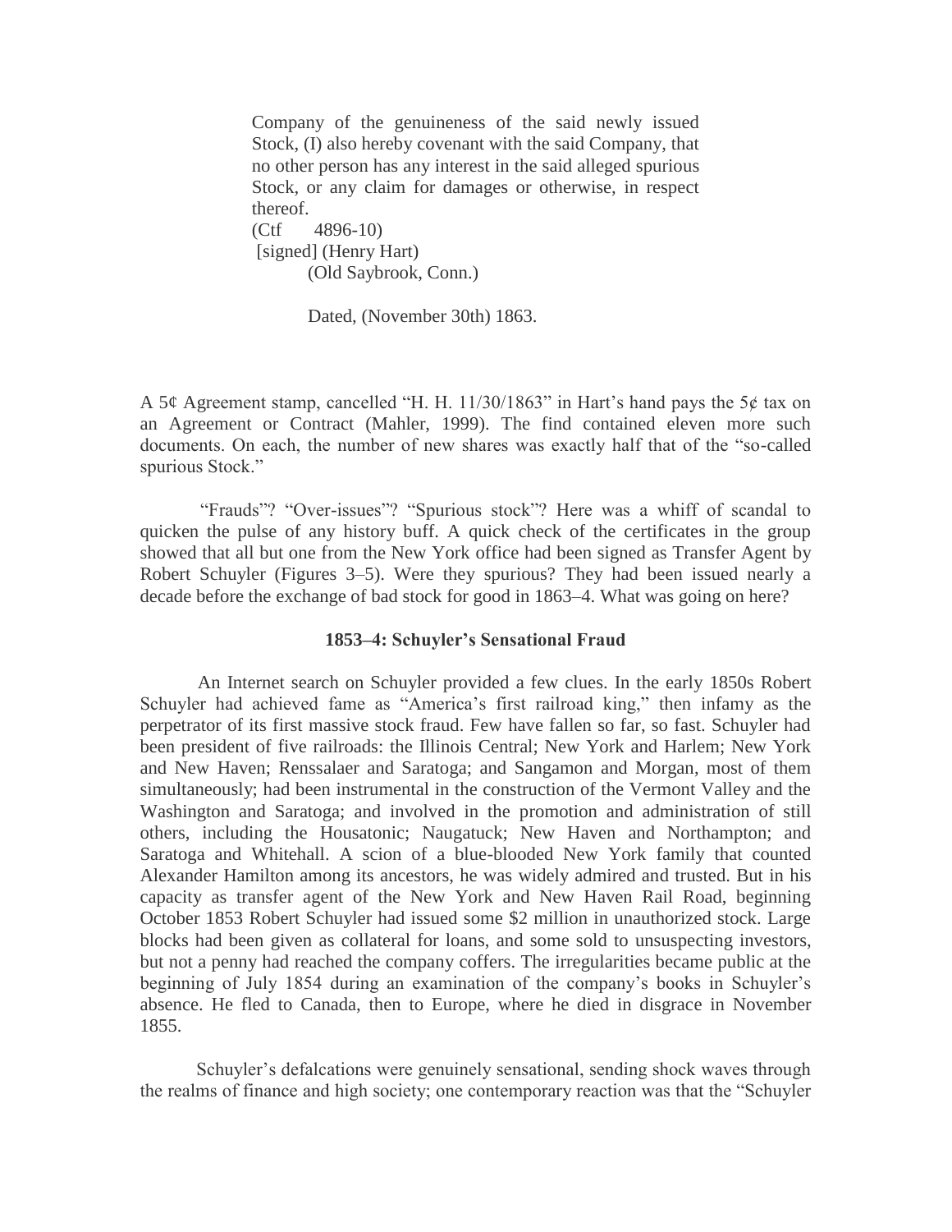> Company of the genuineness of the said newly issued Stock, (I) also hereby covenant with the said Company, that no other person has any interest in the said alleged spurious Stock, or any claim for damages or otherwise, in respect thereof.
> (Ctf 4896-10)
> [signed] (Henry Hart)
> (Old Saybrook, Conn.)
>
> Dated, (November 30th) 1863.

A 5¢ Agreement stamp, cancelled "H. H. 11/30/1863" in Hart's hand pays the 5¢ tax on an Agreement or Contract (Mahler, 1999). The find contained eleven more such documents. On each, the number of new shares was exactly half that of the "so-called spurious Stock."

"Frauds"? "Over-issues"? "Spurious stock"? Here was a whiff of scandal to quicken the pulse of any history buff. A quick check of the certificates in the group showed that all but one from the New York office had been signed as Transfer Agent by Robert Schuyler (Figures 3–5). Were they spurious? They had been issued nearly a decade before the exchange of bad stock for good in 1863–4. What was going on here?

### 1853–4: Schuyler's Sensational Fraud

An Internet search on Schuyler provided a few clues. In the early 1850s Robert Schuyler had achieved fame as "America's first railroad king," then infamy as the perpetrator of its first massive stock fraud. Few have fallen so far, so fast. Schuyler had been president of five railroads: the Illinois Central; New York and Harlem; New York and New Haven; Renssalaer and Saratoga; and Sangamon and Morgan, most of them simultaneously; had been instrumental in the construction of the Vermont Valley and the Washington and Saratoga; and involved in the promotion and administration of still others, including the Housatonic; Naugatuck; New Haven and Northampton; and Saratoga and Whitehall. A scion of a blue-blooded New York family that counted Alexander Hamilton among its ancestors, he was widely admired and trusted. But in his capacity as transfer agent of the New York and New Haven Rail Road, beginning October 1853 Robert Schuyler had issued some $2 million in unauthorized stock. Large blocks had been given as collateral for loans, and some sold to unsuspecting investors, but not a penny had reached the company coffers. The irregularities became public at the beginning of July 1854 during an examination of the company's books in Schuyler's absence. He fled to Canada, then to Europe, where he died in disgrace in November 1855.

Schuyler's defalcations were genuinely sensational, sending shock waves through the realms of finance and high society; one contemporary reaction was that the "Schuyler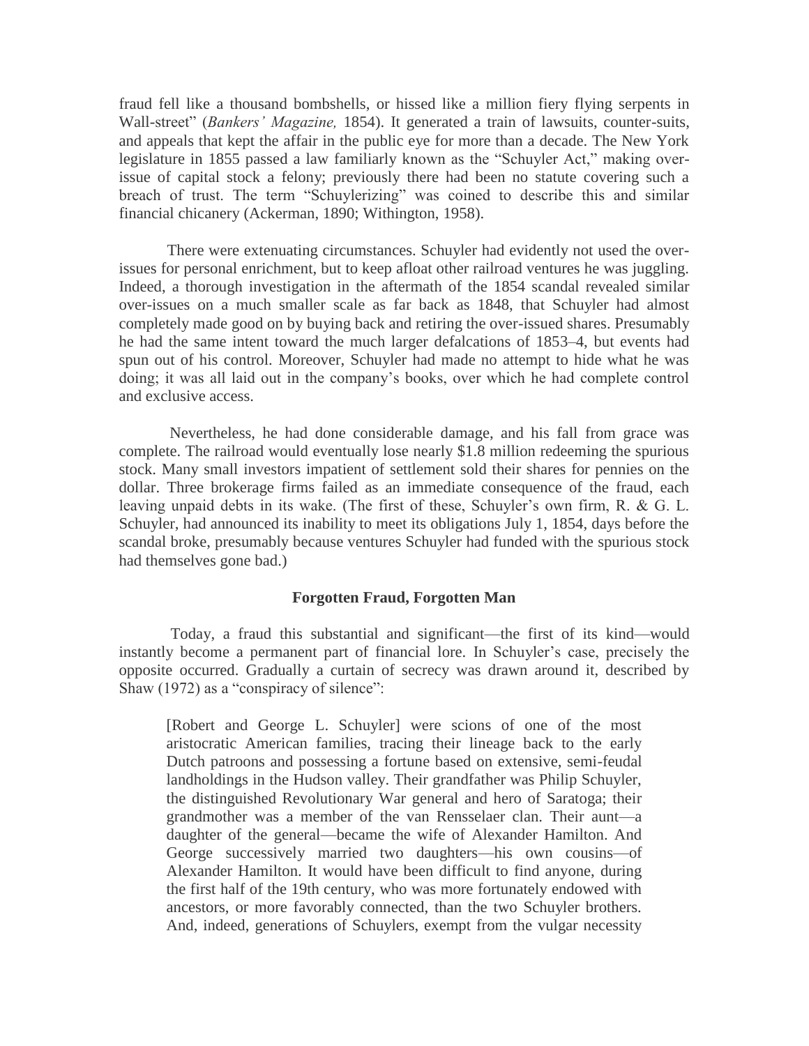fraud fell like a thousand bombshells, or hissed like a million fiery flying serpents in Wall-street" (*Bankers' Magazine,* 1854). It generated a train of lawsuits, counter-suits, and appeals that kept the affair in the public eye for more than a decade. The New York legislature in 1855 passed a law familiarly known as the "Schuyler Act," making over-issue of capital stock a felony; previously there had been no statute covering such a breach of trust. The term "Schuylerizing" was coined to describe this and similar financial chicanery (Ackerman, 1890; Withington, 1958).

There were extenuating circumstances. Schuyler had evidently not used the over-issues for personal enrichment, but to keep afloat other railroad ventures he was juggling. Indeed, a thorough investigation in the aftermath of the 1854 scandal revealed similar over-issues on a much smaller scale as far back as 1848, that Schuyler had almost completely made good on by buying back and retiring the over-issued shares. Presumably he had the same intent toward the much larger defalcations of 1853–4, but events had spun out of his control. Moreover, Schuyler had made no attempt to hide what he was doing; it was all laid out in the company's books, over which he had complete control and exclusive access.

Nevertheless, he had done considerable damage, and his fall from grace was complete. The railroad would eventually lose nearly $1.8 million redeeming the spurious stock. Many small investors impatient of settlement sold their shares for pennies on the dollar. Three brokerage firms failed as an immediate consequence of the fraud, each leaving unpaid debts in its wake. (The first of these, Schuyler's own firm, R. & G. L. Schuyler, had announced its inability to meet its obligations July 1, 1854, days before the scandal broke, presumably because ventures Schuyler had funded with the spurious stock had themselves gone bad.)

## Forgotten Fraud, Forgotten Man

Today, a fraud this substantial and significant—the first of its kind—would instantly become a permanent part of financial lore. In Schuyler's case, precisely the opposite occurred. Gradually a curtain of secrecy was drawn around it, described by Shaw (1972) as a "conspiracy of silence":

> [Robert and George L. Schuyler] were scions of one of the most aristocratic American families, tracing their lineage back to the early Dutch patroons and possessing a fortune based on extensive, semi-feudal landholdings in the Hudson valley. Their grandfather was Philip Schuyler, the distinguished Revolutionary War general and hero of Saratoga; their grandmother was a member of the van Rensselaer clan. Their aunt—a daughter of the general—became the wife of Alexander Hamilton. And George successively married two daughters—his own cousins—of Alexander Hamilton. It would have been difficult to find anyone, during the first half of the 19th century, who was more fortunately endowed with ancestors, or more favorably connected, than the two Schuyler brothers. And, indeed, generations of Schuylers, exempt from the vulgar necessity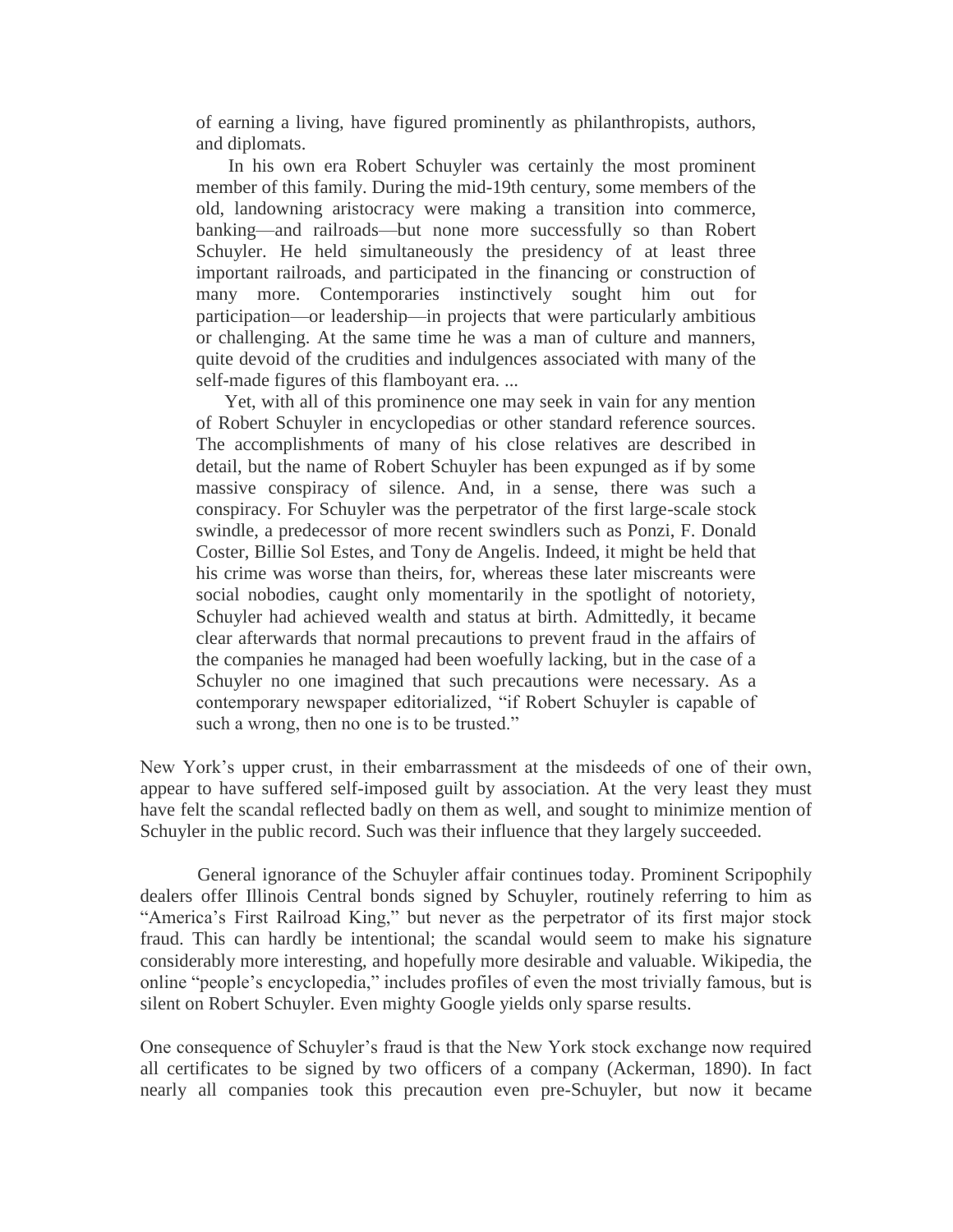> of earning a living, have figured prominently as philanthropists, authors, and diplomats.
>
> In his own era Robert Schuyler was certainly the most prominent member of this family. During the mid-19th century, some members of the old, landowning aristocracy were making a transition into commerce, banking—and railroads—but none more successfully so than Robert Schuyler. He held simultaneously the presidency of at least three important railroads, and participated in the financing or construction of many more. Contemporaries instinctively sought him out for participation—or leadership—in projects that were particularly ambitious or challenging. At the same time he was a man of culture and manners, quite devoid of the crudities and indulgences associated with many of the self-made figures of this flamboyant era. ...
>
> Yet, with all of this prominence one may seek in vain for any mention of Robert Schuyler in encyclopedias or other standard reference sources. The accomplishments of many of his close relatives are described in detail, but the name of Robert Schuyler has been expunged as if by some massive conspiracy of silence. And, in a sense, there was such a conspiracy. For Schuyler was the perpetrator of the first large-scale stock swindle, a predecessor of more recent swindlers such as Ponzi, F. Donald Coster, Billie Sol Estes, and Tony de Angelis. Indeed, it might be held that his crime was worse than theirs, for, whereas these later miscreants were social nobodies, caught only momentarily in the spotlight of notoriety, Schuyler had achieved wealth and status at birth. Admittedly, it became clear afterwards that normal precautions to prevent fraud in the affairs of the companies he managed had been woefully lacking, but in the case of a Schuyler no one imagined that such precautions were necessary. As a contemporary newspaper editorialized, "if Robert Schuyler is capable of such a wrong, then no one is to be trusted."

New York's upper crust, in their embarrassment at the misdeeds of one of their own, appear to have suffered self-imposed guilt by association. At the very least they must have felt the scandal reflected badly on them as well, and sought to minimize mention of Schuyler in the public record. Such was their influence that they largely succeeded.

General ignorance of the Schuyler affair continues today. Prominent Scripophily dealers offer Illinois Central bonds signed by Schuyler, routinely referring to him as "America's First Railroad King," but never as the perpetrator of its first major stock fraud. This can hardly be intentional; the scandal would seem to make his signature considerably more interesting, and hopefully more desirable and valuable. Wikipedia, the online "people's encyclopedia," includes profiles of even the most trivially famous, but is silent on Robert Schuyler. Even mighty Google yields only sparse results.

One consequence of Schuyler's fraud is that the New York stock exchange now required all certificates to be signed by two officers of a company (Ackerman, 1890). In fact nearly all companies took this precaution even pre-Schuyler, but now it became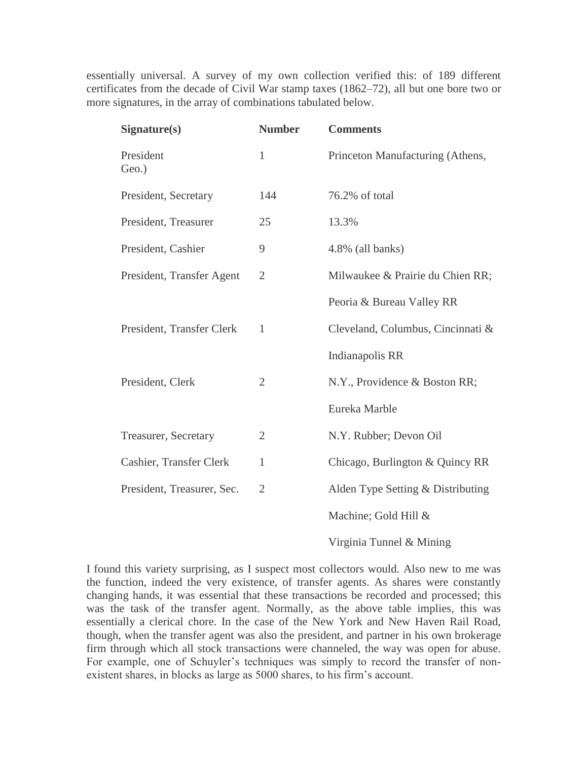essentially universal. A survey of my own collection verified this: of 189 different certificates from the decade of Civil War stamp taxes (1862–72), all but one bore two or more signatures, in the array of combinations tabulated below.

| Signature(s) | Number | Comments |
|---|---|---|
| President | 1 | Princeton Manufacturing (Athens, Geo.) |
| President, Secretary | 144 | 76.2% of total |
| President, Treasurer | 25 | 13.3% |
| President, Cashier | 9 | 4.8% (all banks) |
| President, Transfer Agent | 2 | Milwaukee & Prairie du Chien RR; Peoria & Bureau Valley RR |
| President, Transfer Clerk | 1 | Cleveland, Columbus, Cincinnati & Indianapolis RR |
| President, Clerk | 2 | N.Y., Providence & Boston RR; Eureka Marble |
| Treasurer, Secretary | 2 | N.Y. Rubber; Devon Oil |
| Cashier, Transfer Clerk | 1 | Chicago, Burlington & Quincy RR |
| President, Treasurer, Sec. | 2 | Alden Type Setting & Distributing Machine; Gold Hill & Virginia Tunnel & Mining |

I found this variety surprising, as I suspect most collectors would. Also new to me was the function, indeed the very existence, of transfer agents. As shares were constantly changing hands, it was essential that these transactions be recorded and processed; this was the task of the transfer agent. Normally, as the above table implies, this was essentially a clerical chore. In the case of the New York and New Haven Rail Road, though, when the transfer agent was also the president, and partner in his own brokerage firm through which all stock transactions were channeled, the way was open for abuse. For example, one of Schuyler's techniques was simply to record the transfer of non-existent shares, in blocks as large as 5000 shares, to his firm's account.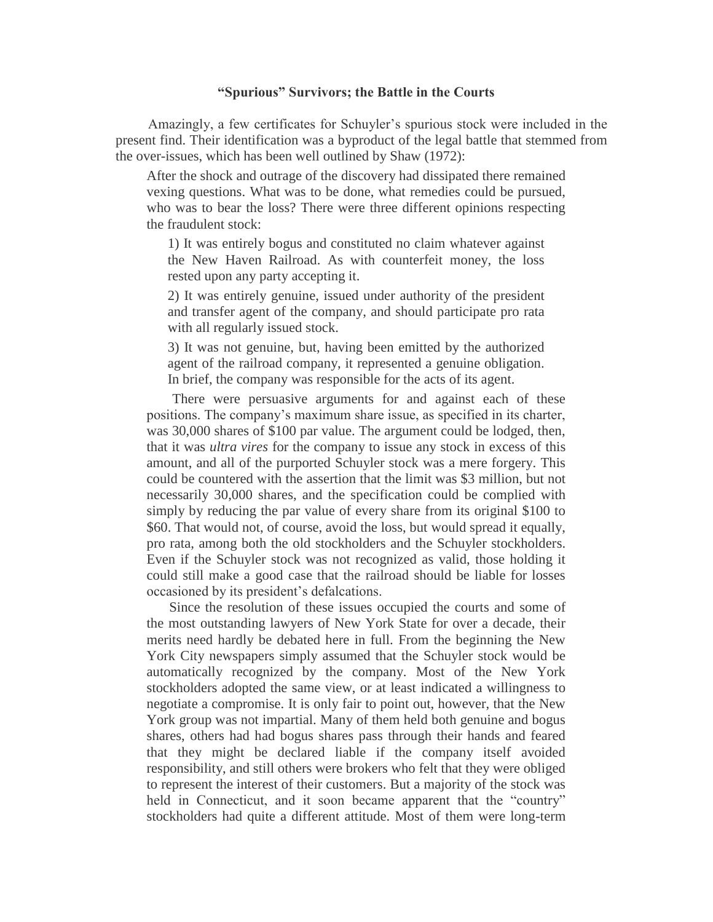### "Spurious" Survivors; the Battle in the Courts

Amazingly, a few certificates for Schuyler's spurious stock were included in the present find. Their identification was a byproduct of the legal battle that stemmed from the over-issues, which has been well outlined by Shaw (1972):

> After the shock and outrage of the discovery had dissipated there remained vexing questions. What was to be done, what remedies could be pursued, who was to bear the loss? There were three different opinions respecting the fraudulent stock:
>
> > 1) It was entirely bogus and constituted no claim whatever against the New Haven Railroad. As with counterfeit money, the loss rested upon any party accepting it.
> >
> > 2) It was entirely genuine, issued under authority of the president and transfer agent of the company, and should participate pro rata with all regularly issued stock.
> >
> > 3) It was not genuine, but, having been emitted by the authorized agent of the railroad company, it represented a genuine obligation. In brief, the company was responsible for the acts of its agent.
>
> There were persuasive arguments for and against each of these positions. The company's maximum share issue, as specified in its charter, was 30,000 shares of $100 par value. The argument could be lodged, then, that it was *ultra vires* for the company to issue any stock in excess of this amount, and all of the purported Schuyler stock was a mere forgery. This could be countered with the assertion that the limit was $3 million, but not necessarily 30,000 shares, and the specification could be complied with simply by reducing the par value of every share from its original $100 to $60. That would not, of course, avoid the loss, but would spread it equally, pro rata, among both the old stockholders and the Schuyler stockholders. Even if the Schuyler stock was not recognized as valid, those holding it could still make a good case that the railroad should be liable for losses occasioned by its president's defalcations.
>
> Since the resolution of these issues occupied the courts and some of the most outstanding lawyers of New York State for over a decade, their merits need hardly be debated here in full. From the beginning the New York City newspapers simply assumed that the Schuyler stock would be automatically recognized by the company. Most of the New York stockholders adopted the same view, or at least indicated a willingness to negotiate a compromise. It is only fair to point out, however, that the New York group was not impartial. Many of them held both genuine and bogus shares, others had had bogus shares pass through their hands and feared that they might be declared liable if the company itself avoided responsibility, and still others were brokers who felt that they were obliged to represent the interest of their customers. But a majority of the stock was held in Connecticut, and it soon became apparent that the "country" stockholders had quite a different attitude. Most of them were long-term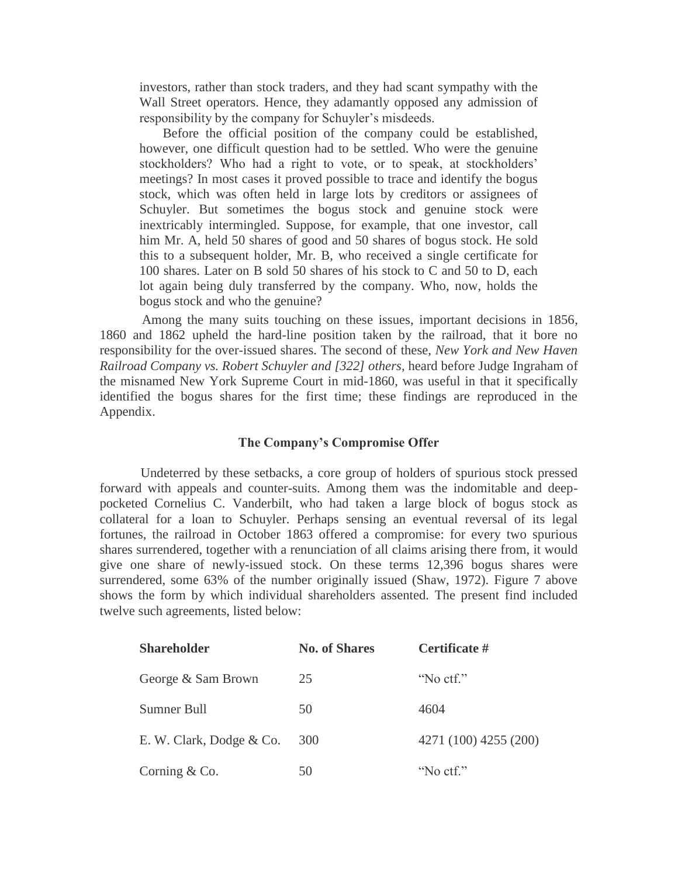investors, rather than stock traders, and they had scant sympathy with the Wall Street operators. Hence, they adamantly opposed any admission of responsibility by the company for Schuyler's misdeeds.

Before the official position of the company could be established, however, one difficult question had to be settled. Who were the genuine stockholders? Who had a right to vote, or to speak, at stockholders' meetings? In most cases it proved possible to trace and identify the bogus stock, which was often held in large lots by creditors or assignees of Schuyler. But sometimes the bogus stock and genuine stock were inextricably intermingled. Suppose, for example, that one investor, call him Mr. A, held 50 shares of good and 50 shares of bogus stock. He sold this to a subsequent holder, Mr. B, who received a single certificate for 100 shares. Later on B sold 50 shares of his stock to C and 50 to D, each lot again being duly transferred by the company. Who, now, holds the bogus stock and who the genuine?

Among the many suits touching on these issues, important decisions in 1856, 1860 and 1862 upheld the hard-line position taken by the railroad, that it bore no responsibility for the over-issued shares. The second of these, *New York and New Haven Railroad Company vs. Robert Schuyler and [322] others,* heard before Judge Ingraham of the misnamed New York Supreme Court in mid-1860, was useful in that it specifically identified the bogus shares for the first time; these findings are reproduced in the Appendix.

### The Company's Compromise Offer

Undeterred by these setbacks, a core group of holders of spurious stock pressed forward with appeals and counter-suits. Among them was the indomitable and deep-pocketed Cornelius C. Vanderbilt, who had taken a large block of bogus stock as collateral for a loan to Schuyler. Perhaps sensing an eventual reversal of its legal fortunes, the railroad in October 1863 offered a compromise: for every two spurious shares surrendered, together with a renunciation of all claims arising there from, it would give one share of newly-issued stock. On these terms 12,396 bogus shares were surrendered, some 63% of the number originally issued (Shaw, 1972). Figure 7 above shows the form by which individual shareholders assented. The present find included twelve such agreements, listed below:

| Shareholder | No. of Shares | Certificate # |
|---|---|---|
| George & Sam Brown | 25 | "No ctf." |
| Sumner Bull | 50 | 4604 |
| E. W. Clark, Dodge & Co. | 300 | 4271 (100) 4255 (200) |
| Corning & Co. | 50 | "No ctf." |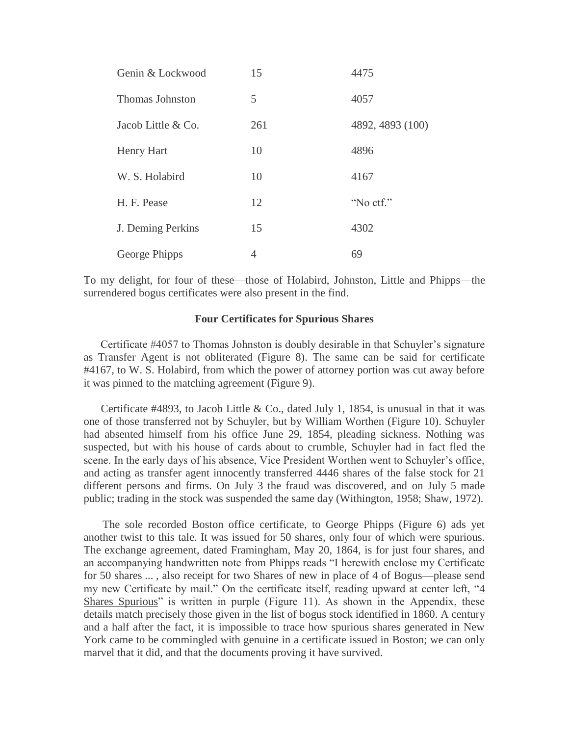| | | |
|---|---|---|
| Genin & Lockwood | 15 | 4475 |
| Thomas Johnston | 5 | 4057 |
| Jacob Little & Co. | 261 | 4892, 4893 (100) |
| Henry Hart | 10 | 4896 |
| W. S. Holabird | 10 | 4167 |
| H. F. Pease | 12 | "No ctf." |
| J. Deming Perkins | 15 | 4302 |
| George Phipps | 4 | 69 |

To my delight, for four of these—those of Holabird, Johnston, Little and Phipps—the surrendered bogus certificates were also present in the find.

**Four Certificates for Spurious Shares**

Certificate #4057 to Thomas Johnston is doubly desirable in that Schuyler's signature as Transfer Agent is not obliterated (Figure 8). The same can be said for certificate #4167, to W. S. Holabird, from which the power of attorney portion was cut away before it was pinned to the matching agreement (Figure 9).

Certificate #4893, to Jacob Little & Co., dated July 1, 1854, is unusual in that it was one of those transferred not by Schuyler, but by William Worthen (Figure 10). Schuyler had absented himself from his office June 29, 1854, pleading sickness. Nothing was suspected, but with his house of cards about to crumble, Schuyler had in fact fled the scene. In the early days of his absence, Vice President Worthen went to Schuyler's office, and acting as transfer agent innocently transferred 4446 shares of the false stock for 21 different persons and firms. On July 3 the fraud was discovered, and on July 5 made public; trading in the stock was suspended the same day (Withington, 1958; Shaw, 1972).

The sole recorded Boston office certificate, to George Phipps (Figure 6) ads yet another twist to this tale. It was issued for 50 shares, only four of which were spurious. The exchange agreement, dated Framingham, May 20, 1864, is for just four shares, and an accompanying handwritten note from Phipps reads "I herewith enclose my Certificate for 50 shares ... , also receipt for two Shares of new in place of 4 of Bogus—please send my new Certificate by mail." On the certificate itself, reading upward at center left, "4 Shares Spurious" is written in purple (Figure 11). As shown in the Appendix, these details match precisely those given in the list of bogus stock identified in 1860. A century and a half after the fact, it is impossible to trace how spurious shares generated in New York came to be commingled with genuine in a certificate issued in Boston; we can only marvel that it did, and that the documents proving it have survived.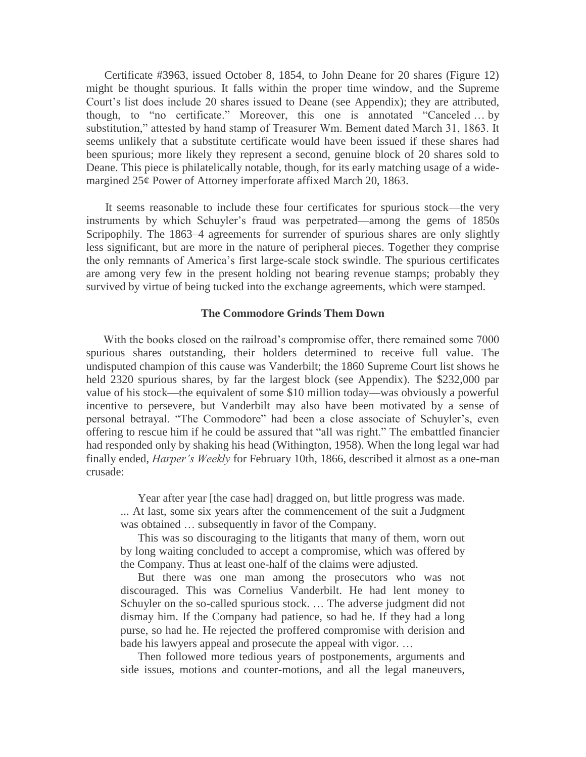Certificate #3963, issued October 8, 1854, to John Deane for 20 shares (Figure 12) might be thought spurious. It falls within the proper time window, and the Supreme Court's list does include 20 shares issued to Deane (see Appendix); they are attributed, though, to "no certificate." Moreover, this one is annotated "Canceled … by substitution," attested by hand stamp of Treasurer Wm. Bement dated March 31, 1863. It seems unlikely that a substitute certificate would have been issued if these shares had been spurious; more likely they represent a second, genuine block of 20 shares sold to Deane. This piece is philatelically notable, though, for its early matching usage of a wide-margined 25¢ Power of Attorney imperforate affixed March 20, 1863.

It seems reasonable to include these four certificates for spurious stock—the very instruments by which Schuyler's fraud was perpetrated—among the gems of 1850s Scripophily. The 1863–4 agreements for surrender of spurious shares are only slightly less significant, but are more in the nature of peripheral pieces. Together they comprise the only remnants of America's first large-scale stock swindle. The spurious certificates are among very few in the present holding not bearing revenue stamps; probably they survived by virtue of being tucked into the exchange agreements, which were stamped.

### The Commodore Grinds Them Down

With the books closed on the railroad's compromise offer, there remained some 7000 spurious shares outstanding, their holders determined to receive full value. The undisputed champion of this cause was Vanderbilt; the 1860 Supreme Court list shows he held 2320 spurious shares, by far the largest block (see Appendix). The $232,000 par value of his stock—the equivalent of some $10 million today—was obviously a powerful incentive to persevere, but Vanderbilt may also have been motivated by a sense of personal betrayal. "The Commodore" had been a close associate of Schuyler's, even offering to rescue him if he could be assured that "all was right." The embattled financier had responded only by shaking his head (Withington, 1958). When the long legal war had finally ended, *Harper's Weekly* for February 10th, 1866, described it almost as a one-man crusade:

> Year after year [the case had] dragged on, but little progress was made. ... At last, some six years after the commencement of the suit a Judgment was obtained … subsequently in favor of the Company.
>
> This was so discouraging to the litigants that many of them, worn out by long waiting concluded to accept a compromise, which was offered by the Company. Thus at least one-half of the claims were adjusted.
>
> But there was one man among the prosecutors who was not discouraged. This was Cornelius Vanderbilt. He had lent money to Schuyler on the so-called spurious stock. … The adverse judgment did not dismay him. If the Company had patience, so had he. If they had a long purse, so had he. He rejected the proffered compromise with derision and bade his lawyers appeal and prosecute the appeal with vigor. …
>
> Then followed more tedious years of postponements, arguments and side issues, motions and counter-motions, and all the legal maneuvers,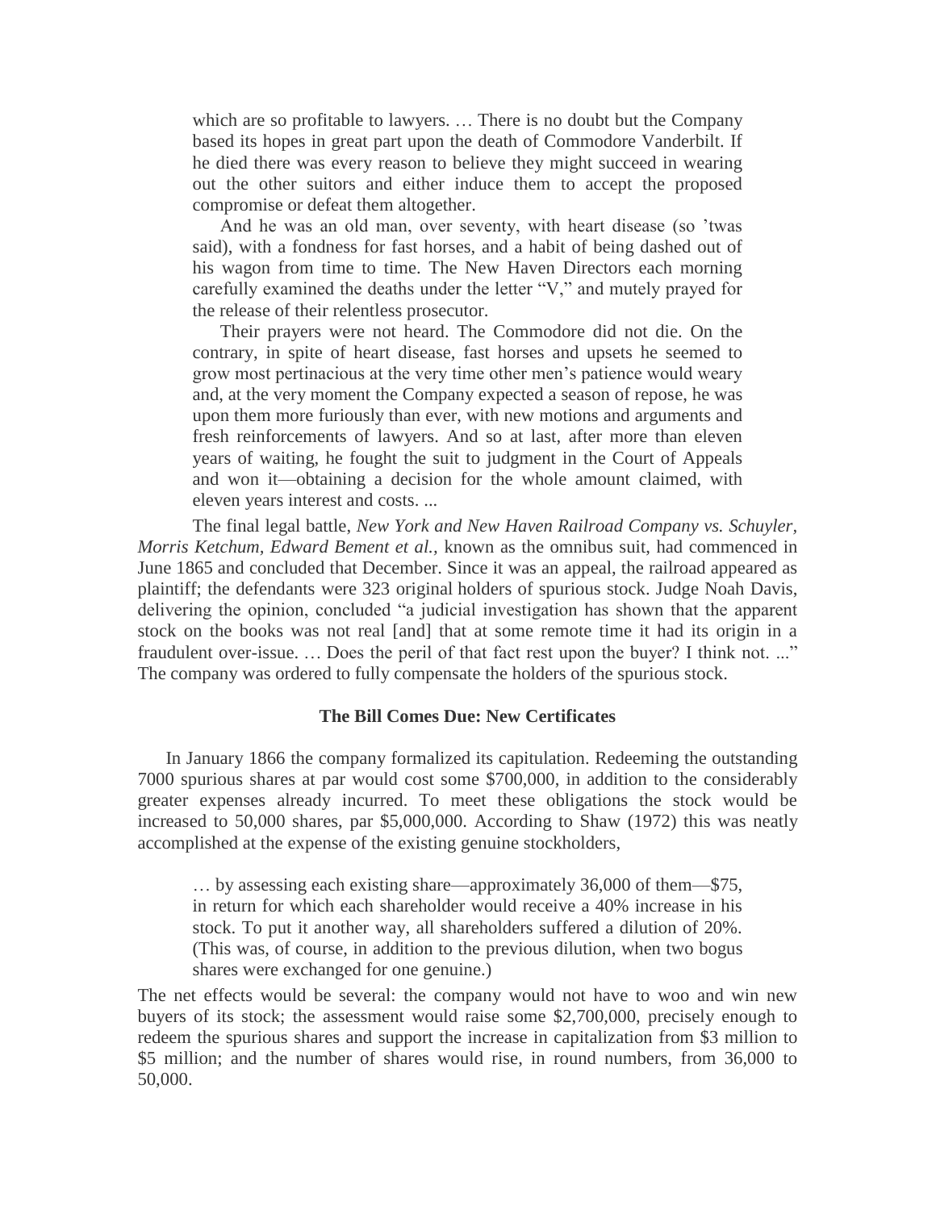> which are so profitable to lawyers. … There is no doubt but the Company based its hopes in great part upon the death of Commodore Vanderbilt. If he died there was every reason to believe they might succeed in wearing out the other suitors and either induce them to accept the proposed compromise or defeat them altogether.
>
> And he was an old man, over seventy, with heart disease (so 'twas said), with a fondness for fast horses, and a habit of being dashed out of his wagon from time to time. The New Haven Directors each morning carefully examined the deaths under the letter "V," and mutely prayed for the release of their relentless prosecutor.
>
> Their prayers were not heard. The Commodore did not die. On the contrary, in spite of heart disease, fast horses and upsets he seemed to grow most pertinacious at the very time other men's patience would weary and, at the very moment the Company expected a season of repose, he was upon them more furiously than ever, with new motions and arguments and fresh reinforcements of lawyers. And so at last, after more than eleven years of waiting, he fought the suit to judgment in the Court of Appeals and won it—obtaining a decision for the whole amount claimed, with eleven years interest and costs. ...

The final legal battle, *New York and New Haven Railroad Company vs. Schuyler, Morris Ketchum, Edward Bement et al.*, known as the omnibus suit, had commenced in June 1865 and concluded that December. Since it was an appeal, the railroad appeared as plaintiff; the defendants were 323 original holders of spurious stock. Judge Noah Davis, delivering the opinion, concluded "a judicial investigation has shown that the apparent stock on the books was not real [and] that at some remote time it had its origin in a fraudulent over-issue. … Does the peril of that fact rest upon the buyer? I think not. ..." The company was ordered to fully compensate the holders of the spurious stock.

### The Bill Comes Due: New Certificates

In January 1866 the company formalized its capitulation. Redeeming the outstanding 7000 spurious shares at par would cost some $700,000, in addition to the considerably greater expenses already incurred. To meet these obligations the stock would be increased to 50,000 shares, par $5,000,000. According to Shaw (1972) this was neatly accomplished at the expense of the existing genuine stockholders,

> … by assessing each existing share—approximately 36,000 of them—$75, in return for which each shareholder would receive a 40% increase in his stock. To put it another way, all shareholders suffered a dilution of 20%. (This was, of course, in addition to the previous dilution, when two bogus shares were exchanged for one genuine.)

The net effects would be several: the company would not have to woo and win new buyers of its stock; the assessment would raise some $2,700,000, precisely enough to redeem the spurious shares and support the increase in capitalization from $3 million to $5 million; and the number of shares would rise, in round numbers, from 36,000 to 50,000.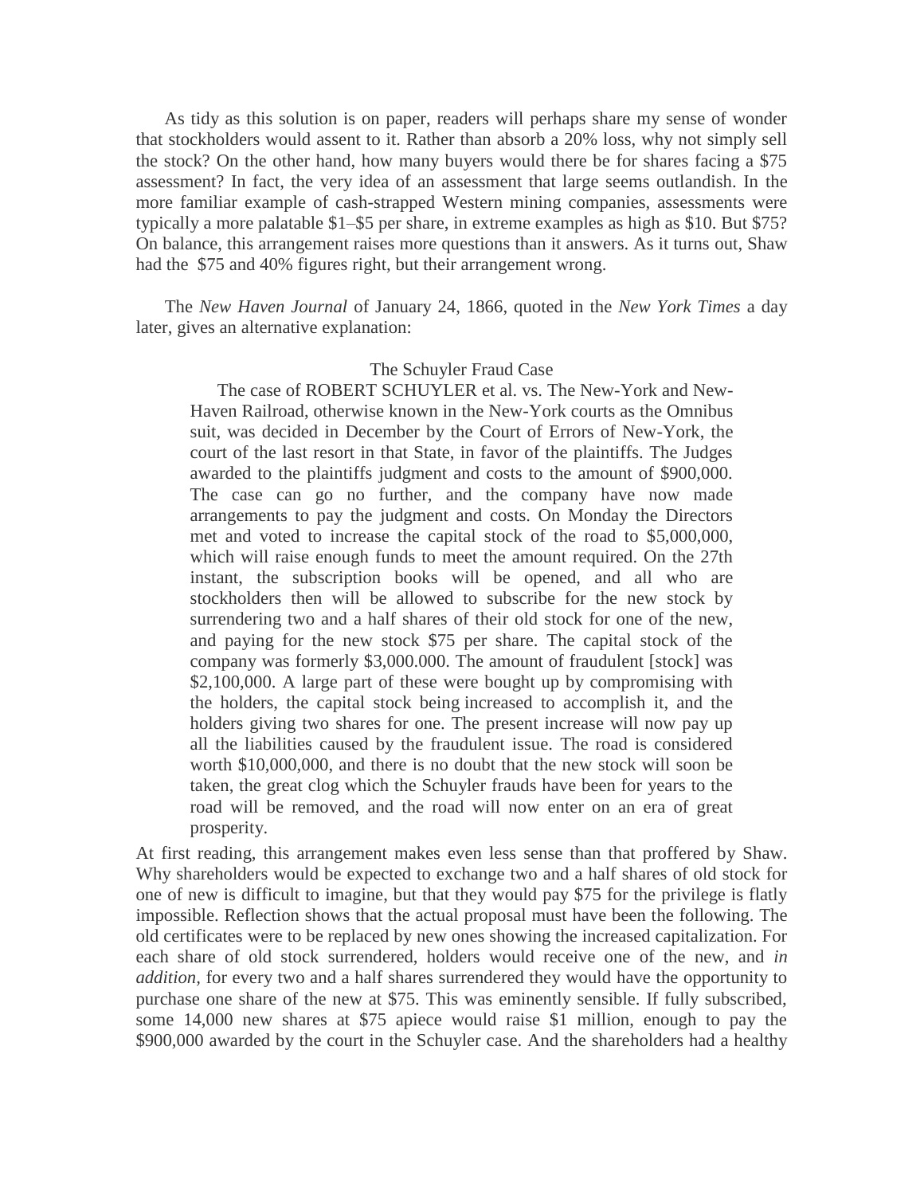As tidy as this solution is on paper, readers will perhaps share my sense of wonder that stockholders would assent to it. Rather than absorb a 20% loss, why not simply sell the stock? On the other hand, how many buyers would there be for shares facing a $75 assessment? In fact, the very idea of an assessment that large seems outlandish. In the more familiar example of cash-strapped Western mining companies, assessments were typically a more palatable $1–$5 per share, in extreme examples as high as $10. But $75? On balance, this arrangement raises more questions than it answers. As it turns out, Shaw had the $75 and 40% figures right, but their arrangement wrong.

The *New Haven Journal* of January 24, 1866, quoted in the *New York Times* a day later, gives an alternative explanation:

> The Schuyler Fraud Case
>
> The case of ROBERT SCHUYLER et al. vs. The New-York and New-Haven Railroad, otherwise known in the New-York courts as the Omnibus suit, was decided in December by the Court of Errors of New-York, the court of the last resort in that State, in favor of the plaintiffs. The Judges awarded to the plaintiffs judgment and costs to the amount of $900,000. The case can go no further, and the company have now made arrangements to pay the judgment and costs. On Monday the Directors met and voted to increase the capital stock of the road to $5,000,000, which will raise enough funds to meet the amount required. On the 27th instant, the subscription books will be opened, and all who are stockholders then will be allowed to subscribe for the new stock by surrendering two and a half shares of their old stock for one of the new, and paying for the new stock $75 per share. The capital stock of the company was formerly $3,000.000. The amount of fraudulent [stock] was $2,100,000. A large part of these were bought up by compromising with the holders, the capital stock being increased to accomplish it, and the holders giving two shares for one. The present increase will now pay up all the liabilities caused by the fraudulent issue. The road is considered worth $10,000,000, and there is no doubt that the new stock will soon be taken, the great clog which the Schuyler frauds have been for years to the road will be removed, and the road will now enter on an era of great prosperity.

At first reading, this arrangement makes even less sense than that proffered by Shaw. Why shareholders would be expected to exchange two and a half shares of old stock for one of new is difficult to imagine, but that they would pay $75 for the privilege is flatly impossible. Reflection shows that the actual proposal must have been the following. The old certificates were to be replaced by new ones showing the increased capitalization. For each share of old stock surrendered, holders would receive one of the new, and *in addition*, for every two and a half shares surrendered they would have the opportunity to purchase one share of the new at $75. This was eminently sensible. If fully subscribed, some 14,000 new shares at $75 apiece would raise $1 million, enough to pay the $900,000 awarded by the court in the Schuyler case. And the shareholders had a healthy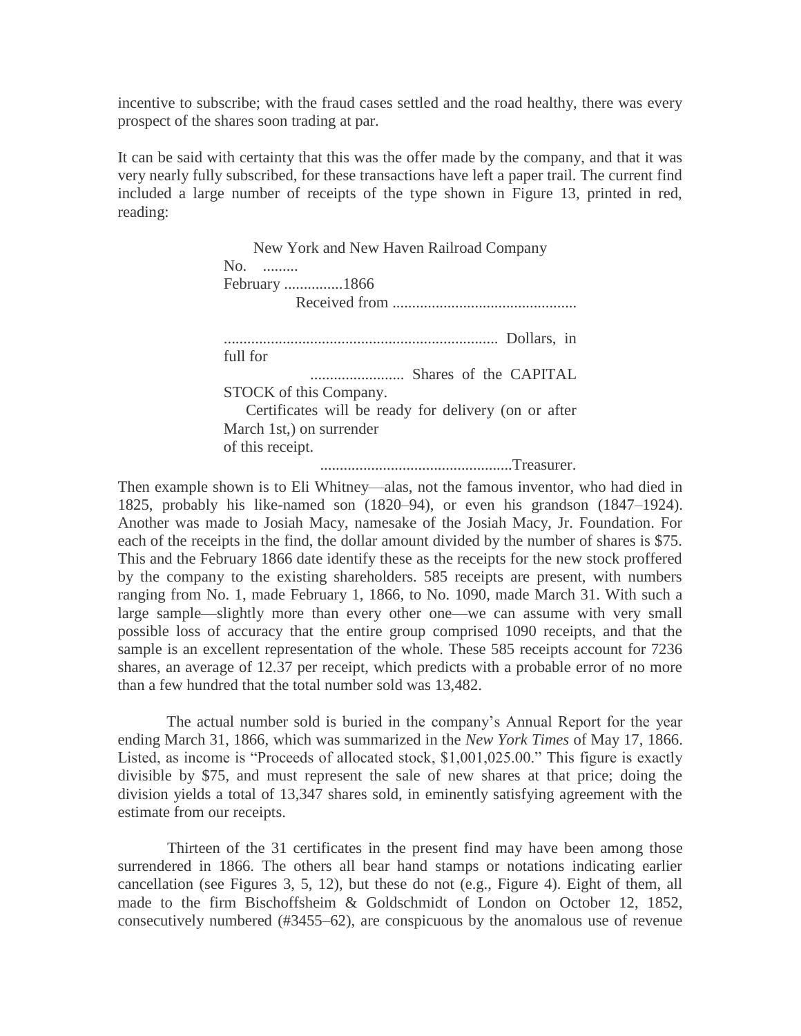incentive to subscribe; with the fraud cases settled and the road healthy, there was every prospect of the shares soon trading at par.

It can be said with certainty that this was the offer made by the company, and that it was very nearly fully subscribed, for these transactions have left a paper trail. The current find included a large number of receipts of the type shown in Figure 13, printed in red, reading:

> New York and New Haven Railroad Company
> No. .........
> February ...............1866
> Received from ...............................................
>
> ...................................................................... Dollars, in full for
> ........................ Shares of the CAPITAL STOCK of this Company.
> Certificates will be ready for delivery (on or after March 1st,) on surrender of this receipt.
> .................................................Treasurer.

Then example shown is to Eli Whitney—alas, not the famous inventor, who had died in 1825, probably his like-named son (1820–94), or even his grandson (1847–1924). Another was made to Josiah Macy, namesake of the Josiah Macy, Jr. Foundation. For each of the receipts in the find, the dollar amount divided by the number of shares is $75. This and the February 1866 date identify these as the receipts for the new stock proffered by the company to the existing shareholders. 585 receipts are present, with numbers ranging from No. 1, made February 1, 1866, to No. 1090, made March 31. With such a large sample—slightly more than every other one—we can assume with very small possible loss of accuracy that the entire group comprised 1090 receipts, and that the sample is an excellent representation of the whole. These 585 receipts account for 7236 shares, an average of 12.37 per receipt, which predicts with a probable error of no more than a few hundred that the total number sold was 13,482.

The actual number sold is buried in the company's Annual Report for the year ending March 31, 1866, which was summarized in the *New York Times* of May 17, 1866. Listed, as income is "Proceeds of allocated stock, $1,001,025.00." This figure is exactly divisible by $75, and must represent the sale of new shares at that price; doing the division yields a total of 13,347 shares sold, in eminently satisfying agreement with the estimate from our receipts.

Thirteen of the 31 certificates in the present find may have been among those surrendered in 1866. The others all bear hand stamps or notations indicating earlier cancellation (see Figures 3, 5, 12), but these do not (e.g., Figure 4). Eight of them, all made to the firm Bischoffsheim & Goldschmidt of London on October 12, 1852, consecutively numbered (#3455–62), are conspicuous by the anomalous use of revenue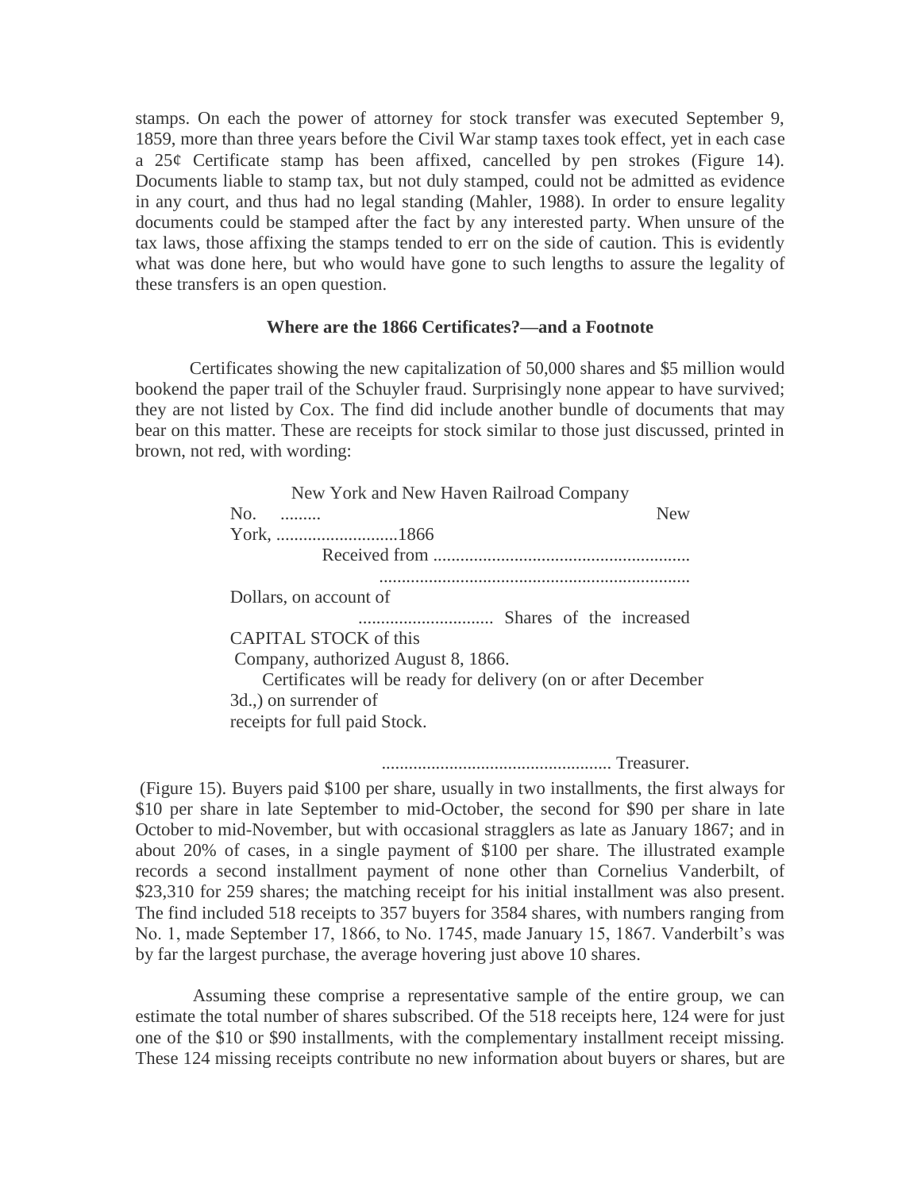stamps. On each the power of attorney for stock transfer was executed September 9, 1859, more than three years before the Civil War stamp taxes took effect, yet in each case a 25¢ Certificate stamp has been affixed, cancelled by pen strokes (Figure 14). Documents liable to stamp tax, but not duly stamped, could not be admitted as evidence in any court, and thus had no legal standing (Mahler, 1988). In order to ensure legality documents could be stamped after the fact by any interested party. When unsure of the tax laws, those affixing the stamps tended to err on the side of caution. This is evidently what was done here, but who would have gone to such lengths to assure the legality of these transfers is an open question.

### Where are the 1866 Certificates?—and a Footnote

Certificates showing the new capitalization of 50,000 shares and $5 million would bookend the paper trail of the Schuyler fraud. Surprisingly none appear to have survived; they are not listed by Cox. The find did include another bundle of documents that may bear on this matter. These are receipts for stock similar to those just discussed, printed in brown, not red, with wording:

> New York and New Haven Railroad Company
>
> No. ......... New York, ...........................1866
>
> Received from .........................................................
>
> ..................................................................... Dollars, on account of
>
> .............................. Shares of the increased CAPITAL STOCK of this Company, authorized August 8, 1866.
>
> Certificates will be ready for delivery (on or after December 3d.,) on surrender of receipts for full paid Stock.
>
> ................................................... Treasurer.

(Figure 15). Buyers paid $100 per share, usually in two installments, the first always for $10 per share in late September to mid-October, the second for $90 per share in late October to mid-November, but with occasional stragglers as late as January 1867; and in about 20% of cases, in a single payment of $100 per share. The illustrated example records a second installment payment of none other than Cornelius Vanderbilt, of $23,310 for 259 shares; the matching receipt for his initial installment was also present. The find included 518 receipts to 357 buyers for 3584 shares, with numbers ranging from No. 1, made September 17, 1866, to No. 1745, made January 15, 1867. Vanderbilt's was by far the largest purchase, the average hovering just above 10 shares.

Assuming these comprise a representative sample of the entire group, we can estimate the total number of shares subscribed. Of the 518 receipts here, 124 were for just one of the $10 or $90 installments, with the complementary installment receipt missing. These 124 missing receipts contribute no new information about buyers or shares, but are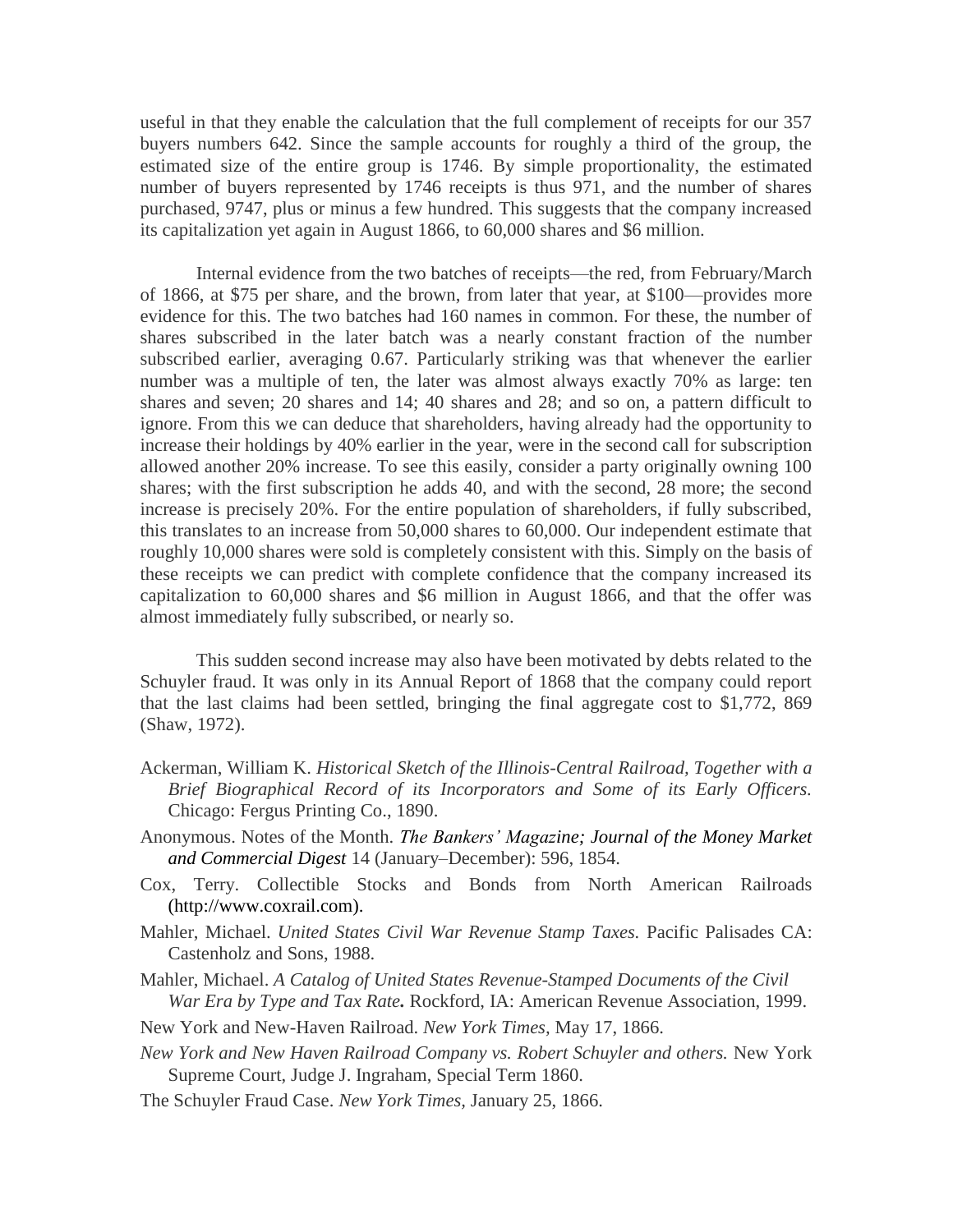useful in that they enable the calculation that the full complement of receipts for our 357 buyers numbers 642. Since the sample accounts for roughly a third of the group, the estimated size of the entire group is 1746. By simple proportionality, the estimated number of buyers represented by 1746 receipts is thus 971, and the number of shares purchased, 9747, plus or minus a few hundred. This suggests that the company increased its capitalization yet again in August 1866, to 60,000 shares and $6 million.

Internal evidence from the two batches of receipts—the red, from February/March of 1866, at $75 per share, and the brown, from later that year, at $100—provides more evidence for this. The two batches had 160 names in common. For these, the number of shares subscribed in the later batch was a nearly constant fraction of the number subscribed earlier, averaging 0.67. Particularly striking was that whenever the earlier number was a multiple of ten, the later was almost always exactly 70% as large: ten shares and seven; 20 shares and 14; 40 shares and 28; and so on, a pattern difficult to ignore. From this we can deduce that shareholders, having already had the opportunity to increase their holdings by 40% earlier in the year, were in the second call for subscription allowed another 20% increase. To see this easily, consider a party originally owning 100 shares; with the first subscription he adds 40, and with the second, 28 more; the second increase is precisely 20%. For the entire population of shareholders, if fully subscribed, this translates to an increase from 50,000 shares to 60,000. Our independent estimate that roughly 10,000 shares were sold is completely consistent with this. Simply on the basis of these receipts we can predict with complete confidence that the company increased its capitalization to 60,000 shares and $6 million in August 1866, and that the offer was almost immediately fully subscribed, or nearly so.

This sudden second increase may also have been motivated by debts related to the Schuyler fraud. It was only in its Annual Report of 1868 that the company could report that the last claims had been settled, bringing the final aggregate cost to $1,772, 869 (Shaw, 1972).

Ackerman, William K. *Historical Sketch of the Illinois-Central Railroad, Together with a Brief Biographical Record of its Incorporators and Some of its Early Officers.* Chicago: Fergus Printing Co., 1890.

Anonymous. Notes of the Month. *The Bankers' Magazine; Journal of the Money Market and Commercial Digest* 14 (January–December): 596, 1854.

Cox, Terry. Collectible Stocks and Bonds from North American Railroads (http://www.coxrail.com).

Mahler, Michael. *United States Civil War Revenue Stamp Taxes.* Pacific Palisades CA: Castenholz and Sons, 1988.

Mahler, Michael. *A Catalog of United States Revenue-Stamped Documents of the Civil War Era by Type and Tax Rate.* Rockford, IA: American Revenue Association, 1999.

New York and New-Haven Railroad. *New York Times*, May 17, 1866.

*New York and New Haven Railroad Company vs. Robert Schuyler and others.* New York Supreme Court, Judge J. Ingraham, Special Term 1860.

The Schuyler Fraud Case. *New York Times*, January 25, 1866.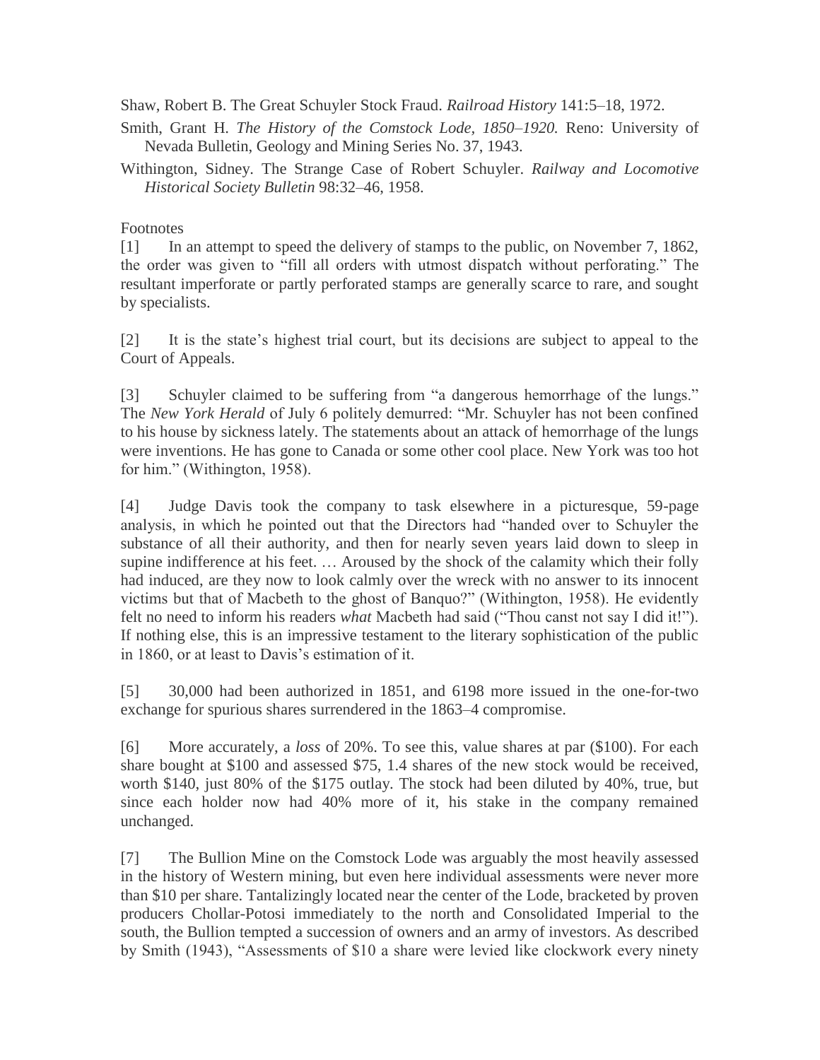Shaw, Robert B. The Great Schuyler Stock Fraud. *Railroad History* 141:5–18, 1972.

Smith, Grant H. *The History of the Comstock Lode, 1850–1920.* Reno: University of Nevada Bulletin, Geology and Mining Series No. 37, 1943.

Withington, Sidney. The Strange Case of Robert Schuyler. *Railway and Locomotive Historical Society Bulletin* 98:32–46, 1958.

Footnotes

[1] In an attempt to speed the delivery of stamps to the public, on November 7, 1862, the order was given to "fill all orders with utmost dispatch without perforating." The resultant imperforate or partly perforated stamps are generally scarce to rare, and sought by specialists.

[2] It is the state's highest trial court, but its decisions are subject to appeal to the Court of Appeals.

[3] Schuyler claimed to be suffering from "a dangerous hemorrhage of the lungs." The *New York Herald* of July 6 politely demurred: "Mr. Schuyler has not been confined to his house by sickness lately. The statements about an attack of hemorrhage of the lungs were inventions. He has gone to Canada or some other cool place. New York was too hot for him." (Withington, 1958).

[4] Judge Davis took the company to task elsewhere in a picturesque, 59-page analysis, in which he pointed out that the Directors had "handed over to Schuyler the substance of all their authority, and then for nearly seven years laid down to sleep in supine indifference at his feet. … Aroused by the shock of the calamity which their folly had induced, are they now to look calmly over the wreck with no answer to its innocent victims but that of Macbeth to the ghost of Banquo?" (Withington, 1958). He evidently felt no need to inform his readers *what* Macbeth had said ("Thou canst not say I did it!"). If nothing else, this is an impressive testament to the literary sophistication of the public in 1860, or at least to Davis's estimation of it.

[5] 30,000 had been authorized in 1851, and 6198 more issued in the one-for-two exchange for spurious shares surrendered in the 1863–4 compromise.

[6] More accurately, a *loss* of 20%. To see this, value shares at par ($100). For each share bought at $100 and assessed $75, 1.4 shares of the new stock would be received, worth $140, just 80% of the $175 outlay. The stock had been diluted by 40%, true, but since each holder now had 40% more of it, his stake in the company remained unchanged.

[7] The Bullion Mine on the Comstock Lode was arguably the most heavily assessed in the history of Western mining, but even here individual assessments were never more than $10 per share. Tantalizingly located near the center of the Lode, bracketed by proven producers Chollar-Potosi immediately to the north and Consolidated Imperial to the south, the Bullion tempted a succession of owners and an army of investors. As described by Smith (1943), "Assessments of $10 a share were levied like clockwork every ninety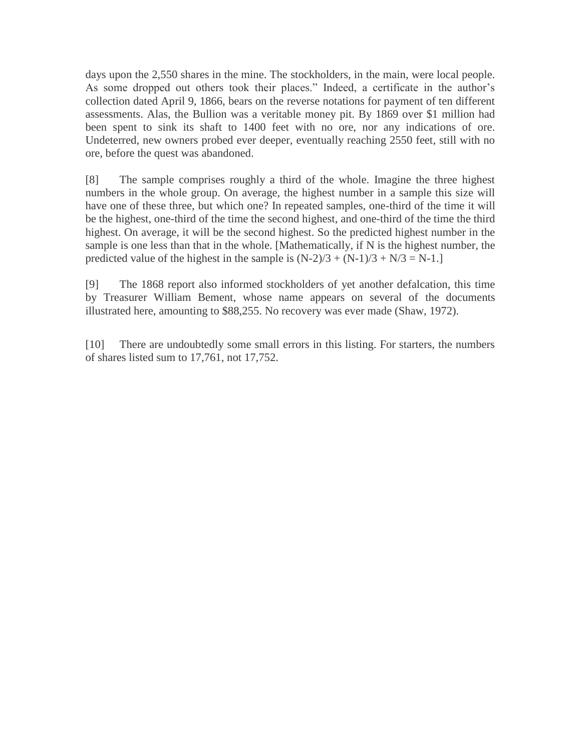days upon the 2,550 shares in the mine. The stockholders, in the main, were local people. As some dropped out others took their places." Indeed, a certificate in the author's collection dated April 9, 1866, bears on the reverse notations for payment of ten different assessments. Alas, the Bullion was a veritable money pit. By 1869 over $1 million had been spent to sink its shaft to 1400 feet with no ore, nor any indications of ore. Undeterred, new owners probed ever deeper, eventually reaching 2550 feet, still with no ore, before the quest was abandoned.

[8] The sample comprises roughly a third of the whole. Imagine the three highest numbers in the whole group. On average, the highest number in a sample this size will have one of these three, but which one? In repeated samples, one-third of the time it will be the highest, one-third of the time the second highest, and one-third of the time the third highest. On average, it will be the second highest. So the predicted highest number in the sample is one less than that in the whole. [Mathematically, if N is the highest number, the predicted value of the highest in the sample is $(N-2)/3 + (N-1)/3 + N/3 = N-1$.]

[9] The 1868 report also informed stockholders of yet another defalcation, this time by Treasurer William Bement, whose name appears on several of the documents illustrated here, amounting to $88,255. No recovery was ever made (Shaw, 1972).

[10] There are undoubtedly some small errors in this listing. For starters, the numbers of shares listed sum to 17,761, not 17,752.